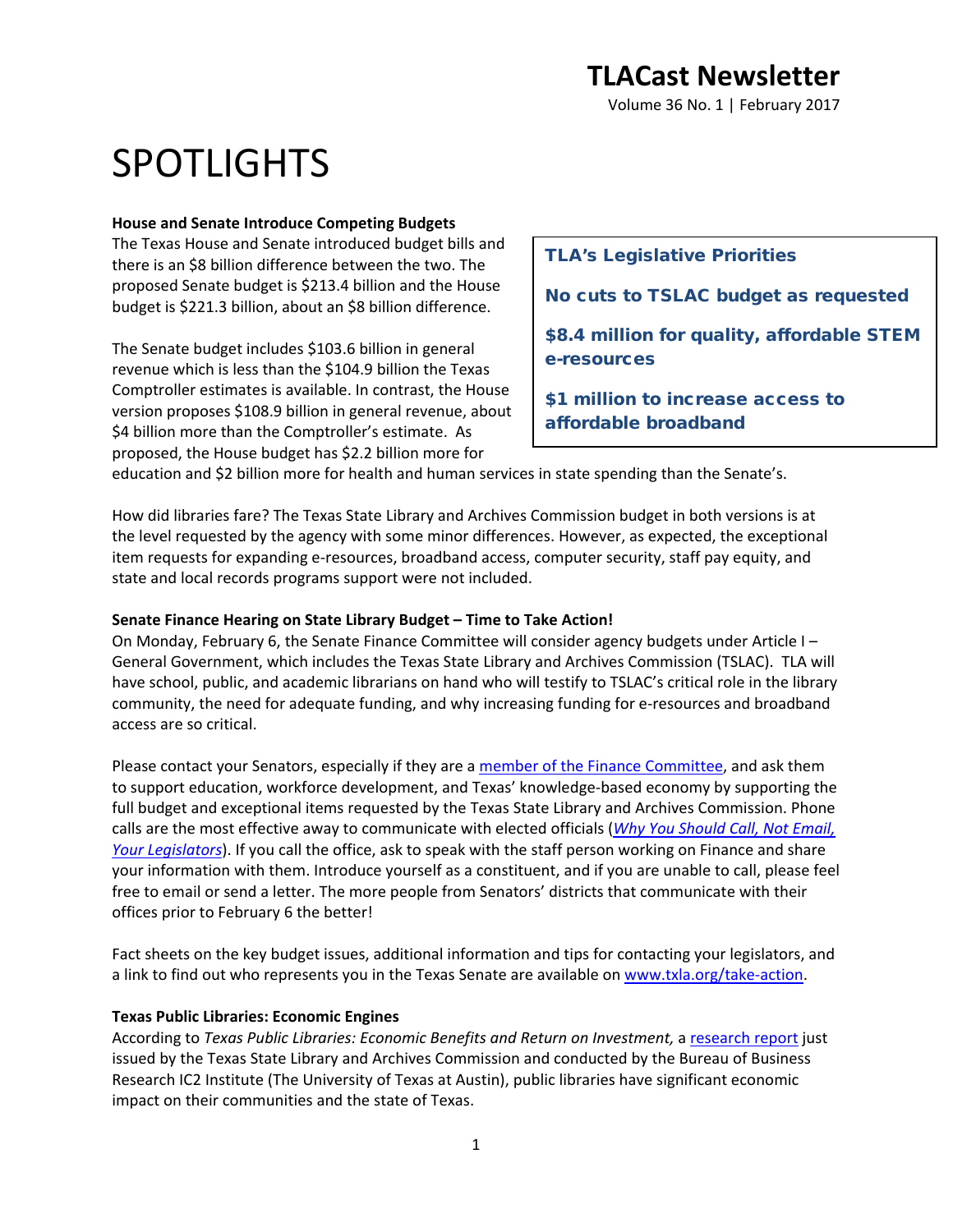# TLACast Newsletter

Volume 36 No. 1 | February 2017

# SPOTLIGHTS

**House and Senate Introduce Competing Budgets**

The Texas House and Senate introduced budget bills and there is an $8 billion difference between the two. The proposed Senate budget is $213.4 billion and the House budget is $221.3 billion, about an $8 billion difference.

The Senate budget includes $103.6 billion in general revenue which is less than the $104.9 billion the Texas Comptroller estimates is available. In contrast, the House version proposes $108.9 billion in general revenue, about $4 billion more than the Comptroller's estimate. As proposed, the House budget has $2.2 billion more for education and $2 billion more for health and human services in state spending than the Senate's.

> **TLA's Legislative Priorities**
>
> **No cuts to TSLAC budget as requested**
>
> **$8.4 million for quality, affordable STEM e-resources**
>
> **$1 million to increase access to affordable broadband**

How did libraries fare? The Texas State Library and Archives Commission budget in both versions is at the level requested by the agency with some minor differences. However, as expected, the exceptional item requests for expanding e-resources, broadband access, computer security, staff pay equity, and state and local records programs support were not included.

**Senate Finance Hearing on State Library Budget – Time to Take Action!**

On Monday, February 6, the Senate Finance Committee will consider agency budgets under Article I – General Government, which includes the Texas State Library and Archives Commission (TSLAC). TLA will have school, public, and academic librarians on hand who will testify to TSLAC's critical role in the library community, the need for adequate funding, and why increasing funding for e-resources and broadband access are so critical.

Please contact your Senators, especially if they are a member of the Finance Committee, and ask them to support education, workforce development, and Texas' knowledge-based economy by supporting the full budget and exceptional items requested by the Texas State Library and Archives Commission. Phone calls are the most effective away to communicate with elected officials (*Why You Should Call, Not Email, Your Legislators*). If you call the office, ask to speak with the staff person working on Finance and share your information with them. Introduce yourself as a constituent, and if you are unable to call, please feel free to email or send a letter. The more people from Senators' districts that communicate with their offices prior to February 6 the better!

Fact sheets on the key budget issues, additional information and tips for contacting your legislators, and a link to find out who represents you in the Texas Senate are available on www.txla.org/take-action.

**Texas Public Libraries: Economic Engines**

According to *Texas Public Libraries: Economic Benefits and Return on Investment,* a research report just issued by the Texas State Library and Archives Commission and conducted by the Bureau of Business Research IC2 Institute (The University of Texas at Austin), public libraries have significant economic impact on their communities and the state of Texas.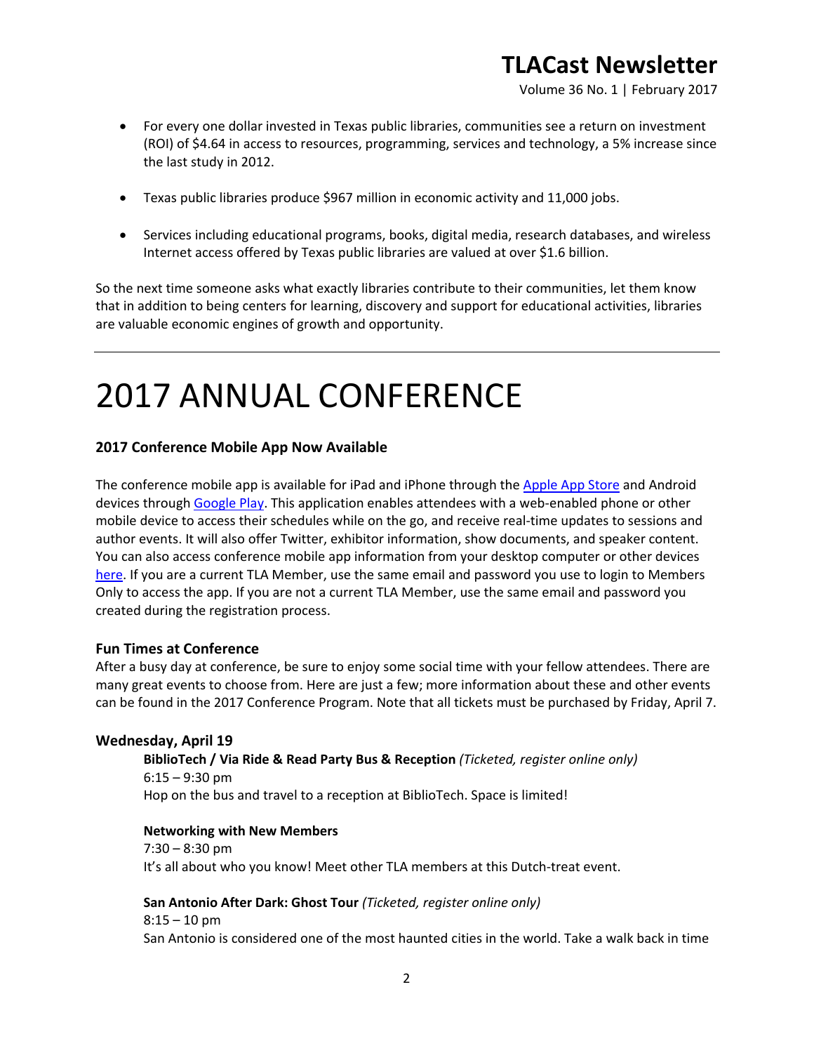- For every one dollar invested in Texas public libraries, communities see a return on investment (ROI) of $4.64 in access to resources, programming, services and technology, a 5% increase since the last study in 2012.
- Texas public libraries produce $967 million in economic activity and 11,000 jobs.
- Services including educational programs, books, digital media, research databases, and wireless Internet access offered by Texas public libraries are valued at over $1.6 billion.

So the next time someone asks what exactly libraries contribute to their communities, let them know that in addition to being centers for learning, discovery and support for educational activities, libraries are valuable economic engines of growth and opportunity.

---

# 2017 ANNUAL CONFERENCE

### 2017 Conference Mobile App Now Available

The conference mobile app is available for iPad and iPhone through the Apple App Store and Android devices through Google Play. This application enables attendees with a web-enabled phone or other mobile device to access their schedules while on the go, and receive real-time updates to sessions and author events. It will also offer Twitter, exhibitor information, show documents, and speaker content. You can also access conference mobile app information from your desktop computer or other devices here. If you are a current TLA Member, use the same email and password you use to login to Members Only to access the app. If you are not a current TLA Member, use the same email and password you created during the registration process.

### Fun Times at Conference

After a busy day at conference, be sure to enjoy some social time with your fellow attendees. There are many great events to choose from. Here are just a few; more information about these and other events can be found in the 2017 Conference Program. Note that all tickets must be purchased by Friday, April 7.

### Wednesday, April 19

**BiblioTech / Via Ride & Read Party Bus & Reception** *(Ticketed, register online only)*
6:15 – 9:30 pm
Hop on the bus and travel to a reception at BiblioTech. Space is limited!

**Networking with New Members**
7:30 – 8:30 pm
It's all about who you know! Meet other TLA members at this Dutch-treat event.

**San Antonio After Dark: Ghost Tour** *(Ticketed, register online only)*
8:15 – 10 pm
San Antonio is considered one of the most haunted cities in the world. Take a walk back in time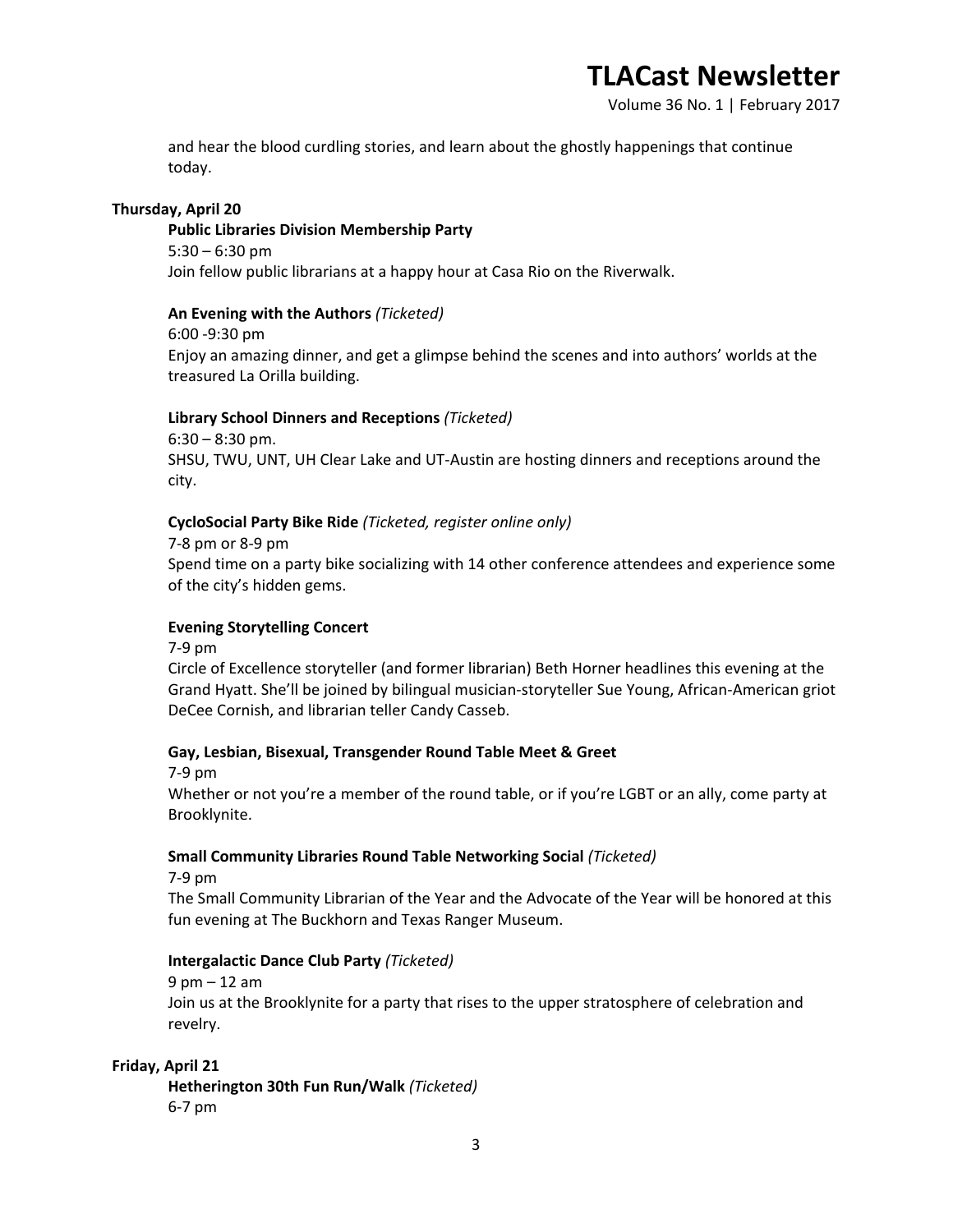and hear the blood curdling stories, and learn about the ghostly happenings that continue today.

**Thursday, April 20**

**Public Libraries Division Membership Party**
5:30 – 6:30 pm
Join fellow public librarians at a happy hour at Casa Rio on the Riverwalk.

**An Evening with the Authors** *(Ticketed)*
6:00 -9:30 pm
Enjoy an amazing dinner, and get a glimpse behind the scenes and into authors' worlds at the treasured La Orilla building.

**Library School Dinners and Receptions** *(Ticketed)*
6:30 – 8:30 pm.
SHSU, TWU, UNT, UH Clear Lake and UT-Austin are hosting dinners and receptions around the city.

**CycloSocial Party Bike Ride** *(Ticketed, register online only)*
7-8 pm or 8-9 pm
Spend time on a party bike socializing with 14 other conference attendees and experience some of the city's hidden gems.

**Evening Storytelling Concert**
7-9 pm
Circle of Excellence storyteller (and former librarian) Beth Horner headlines this evening at the Grand Hyatt. She'll be joined by bilingual musician-storyteller Sue Young, African-American griot DeCee Cornish, and librarian teller Candy Casseb.

**Gay, Lesbian, Bisexual, Transgender Round Table Meet & Greet**
7-9 pm
Whether or not you're a member of the round table, or if you're LGBT or an ally, come party at Brooklynite.

**Small Community Libraries Round Table Networking Social** *(Ticketed)*
7-9 pm
The Small Community Librarian of the Year and the Advocate of the Year will be honored at this fun evening at The Buckhorn and Texas Ranger Museum.

**Intergalactic Dance Club Party** *(Ticketed)*
9 pm – 12 am
Join us at the Brooklynite for a party that rises to the upper stratosphere of celebration and revelry.

**Friday, April 21**

**Hetherington 30th Fun Run/Walk** *(Ticketed)*
6-7 pm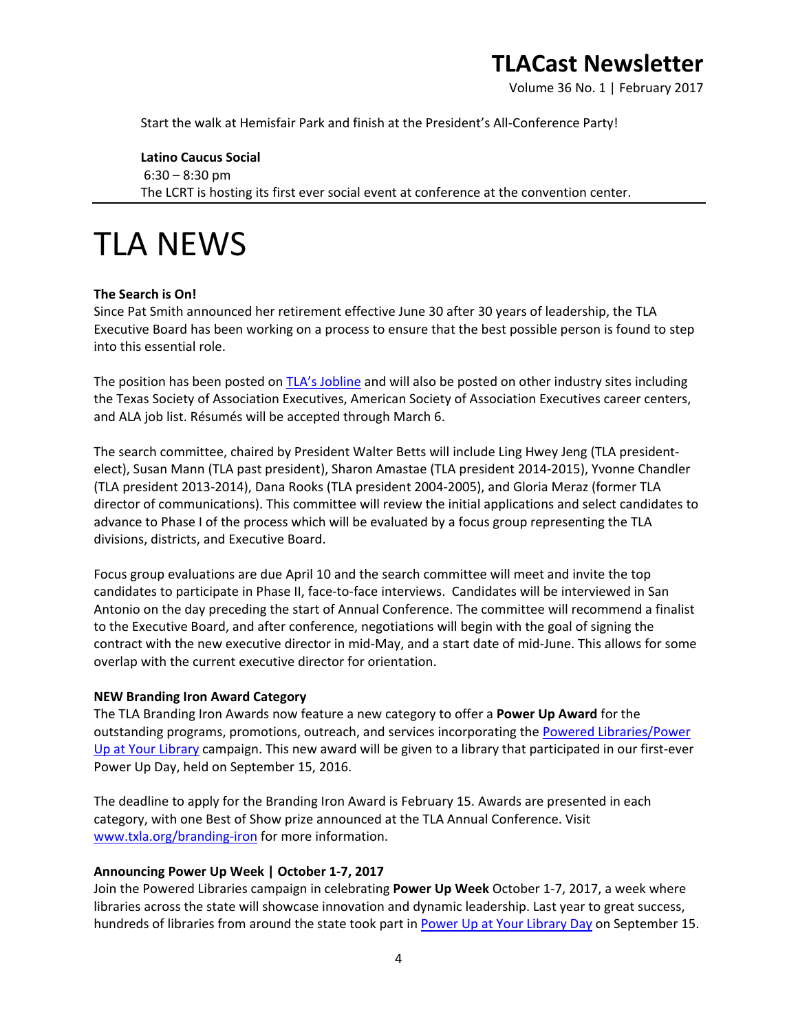Start the walk at Hemisfair Park and finish at the President's All-Conference Party!

**Latino Caucus Social**
6:30 – 8:30 pm
The LCRT is hosting its first ever social event at conference at the convention center.

# TLA NEWS

**The Search is On!**
Since Pat Smith announced her retirement effective June 30 after 30 years of leadership, the TLA Executive Board has been working on a process to ensure that the best possible person is found to step into this essential role.

The position has been posted on TLA's Jobline and will also be posted on other industry sites including the Texas Society of Association Executives, American Society of Association Executives career centers, and ALA job list. Résumés will be accepted through March 6.

The search committee, chaired by President Walter Betts will include Ling Hwey Jeng (TLA president-elect), Susan Mann (TLA past president), Sharon Amastae (TLA president 2014-2015), Yvonne Chandler (TLA president 2013-2014), Dana Rooks (TLA president 2004-2005), and Gloria Meraz (former TLA director of communications). This committee will review the initial applications and select candidates to advance to Phase I of the process which will be evaluated by a focus group representing the TLA divisions, districts, and Executive Board.

Focus group evaluations are due April 10 and the search committee will meet and invite the top candidates to participate in Phase II, face-to-face interviews. Candidates will be interviewed in San Antonio on the day preceding the start of Annual Conference. The committee will recommend a finalist to the Executive Board, and after conference, negotiations will begin with the goal of signing the contract with the new executive director in mid-May, and a start date of mid-June. This allows for some overlap with the current executive director for orientation.

**NEW Branding Iron Award Category**
The TLA Branding Iron Awards now feature a new category to offer a **Power Up Award** for the outstanding programs, promotions, outreach, and services incorporating the Powered Libraries/Power Up at Your Library campaign. This new award will be given to a library that participated in our first-ever Power Up Day, held on September 15, 2016.

The deadline to apply for the Branding Iron Award is February 15. Awards are presented in each category, with one Best of Show prize announced at the TLA Annual Conference. Visit www.txla.org/branding-iron for more information.

**Announcing Power Up Week | October 1-7, 2017**
Join the Powered Libraries campaign in celebrating **Power Up Week** October 1-7, 2017, a week where libraries across the state will showcase innovation and dynamic leadership. Last year to great success, hundreds of libraries from around the state took part in Power Up at Your Library Day on September 15.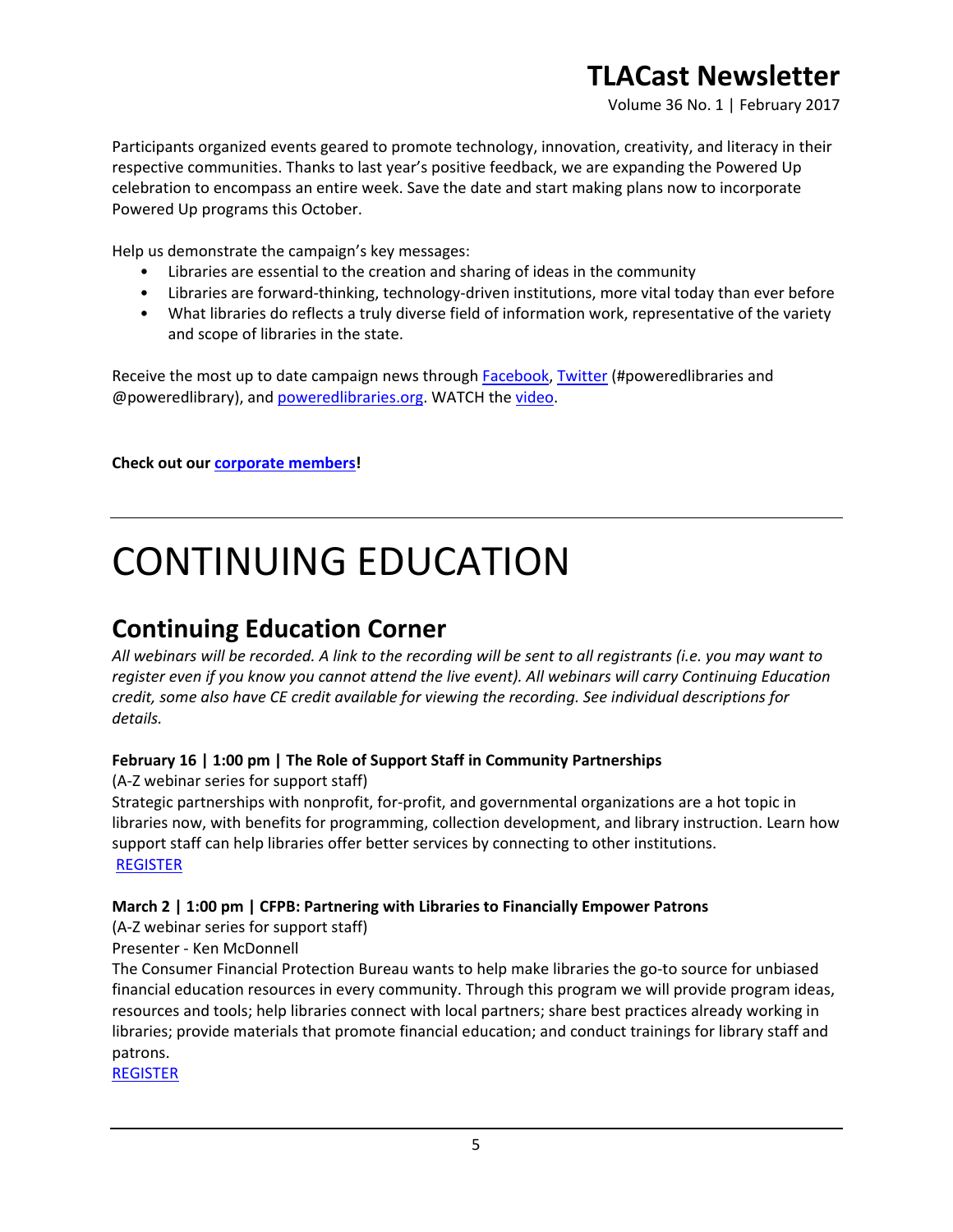Participants organized events geared to promote technology, innovation, creativity, and literacy in their respective communities. Thanks to last year's positive feedback, we are expanding the Powered Up celebration to encompass an entire week. Save the date and start making plans now to incorporate Powered Up programs this October.

Help us demonstrate the campaign's key messages:

- Libraries are essential to the creation and sharing of ideas in the community
- Libraries are forward-thinking, technology-driven institutions, more vital today than ever before
- What libraries do reflects a truly diverse field of information work, representative of the variety and scope of libraries in the state.

Receive the most up to date campaign news through Facebook, Twitter (#poweredlibraries and @poweredlibrary), and poweredlibraries.org. WATCH the video.

**Check out our corporate members!**

---

# CONTINUING EDUCATION

## Continuing Education Corner

*All webinars will be recorded. A link to the recording will be sent to all registrants (i.e. you may want to register even if you know you cannot attend the live event). All webinars will carry Continuing Education credit, some also have CE credit available for viewing the recording. See individual descriptions for details.*

**February 16 | 1:00 pm | The Role of Support Staff in Community Partnerships**

(A-Z webinar series for support staff)

Strategic partnerships with nonprofit, for-profit, and governmental organizations are a hot topic in libraries now, with benefits for programming, collection development, and library instruction. Learn how support staff can help libraries offer better services by connecting to other institutions.

REGISTER

**March 2 | 1:00 pm | CFPB: Partnering with Libraries to Financially Empower Patrons**

(A-Z webinar series for support staff)

Presenter - Ken McDonnell

The Consumer Financial Protection Bureau wants to help make libraries the go-to source for unbiased financial education resources in every community. Through this program we will provide program ideas, resources and tools; help libraries connect with local partners; share best practices already working in libraries; provide materials that promote financial education; and conduct trainings for library staff and patrons.

REGISTER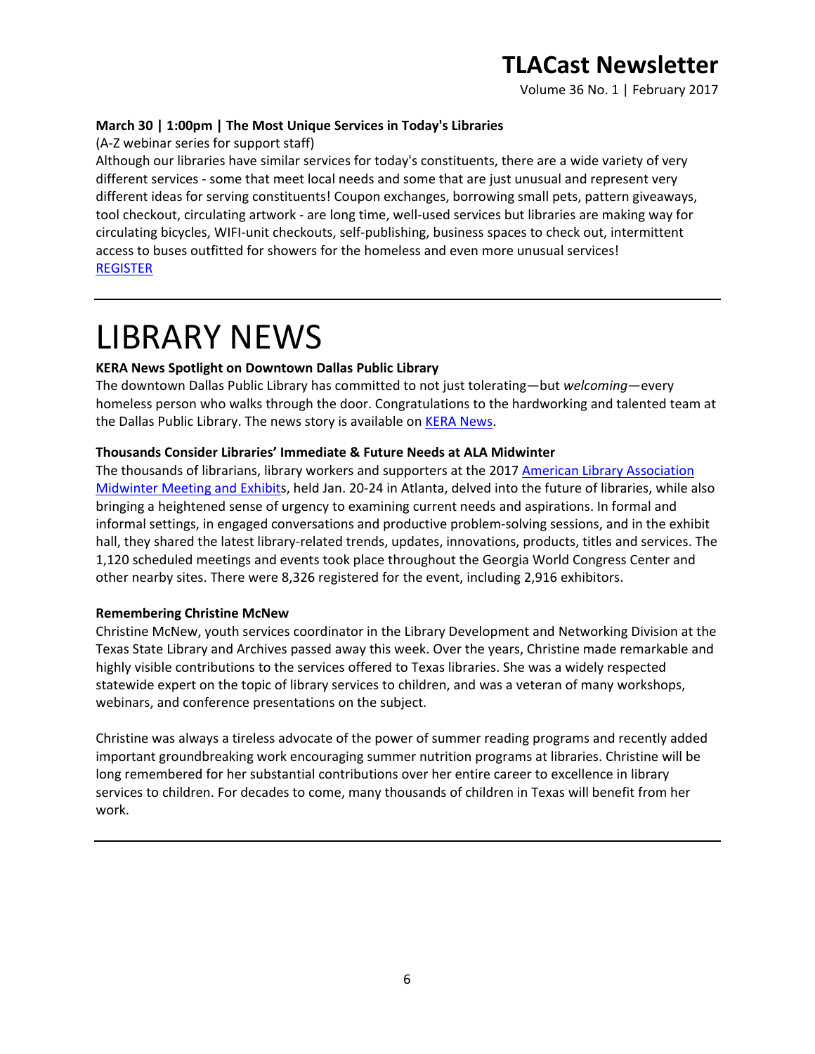**March 30 | 1:00pm | The Most Unique Services in Today's Libraries**

(A-Z webinar series for support staff)

Although our libraries have similar services for today's constituents, there are a wide variety of very different services - some that meet local needs and some that are just unusual and represent very different ideas for serving constituents! Coupon exchanges, borrowing small pets, pattern giveaways, tool checkout, circulating artwork - are long time, well-used services but libraries are making way for circulating bicycles, WIFI-unit checkouts, self-publishing, business spaces to check out, intermittent access to buses outfitted for showers for the homeless and even more unusual services!

REGISTER

---

# LIBRARY NEWS

**KERA News Spotlight on Downtown Dallas Public Library**

The downtown Dallas Public Library has committed to not just tolerating—but *welcoming*—every homeless person who walks through the door. Congratulations to the hardworking and talented team at the Dallas Public Library. The news story is available on KERA News.

**Thousands Consider Libraries' Immediate & Future Needs at ALA Midwinter**

The thousands of librarians, library workers and supporters at the 2017 American Library Association Midwinter Meeting and Exhibits, held Jan. 20-24 in Atlanta, delved into the future of libraries, while also bringing a heightened sense of urgency to examining current needs and aspirations. In formal and informal settings, in engaged conversations and productive problem-solving sessions, and in the exhibit hall, they shared the latest library-related trends, updates, innovations, products, titles and services. The 1,120 scheduled meetings and events took place throughout the Georgia World Congress Center and other nearby sites. There were 8,326 registered for the event, including 2,916 exhibitors.

**Remembering Christine McNew**

Christine McNew, youth services coordinator in the Library Development and Networking Division at the Texas State Library and Archives passed away this week. Over the years, Christine made remarkable and highly visible contributions to the services offered to Texas libraries. She was a widely respected statewide expert on the topic of library services to children, and was a veteran of many workshops, webinars, and conference presentations on the subject.

Christine was always a tireless advocate of the power of summer reading programs and recently added important groundbreaking work encouraging summer nutrition programs at libraries. Christine will be long remembered for her substantial contributions over her entire career to excellence in library services to children. For decades to come, many thousands of children in Texas will benefit from her work.

---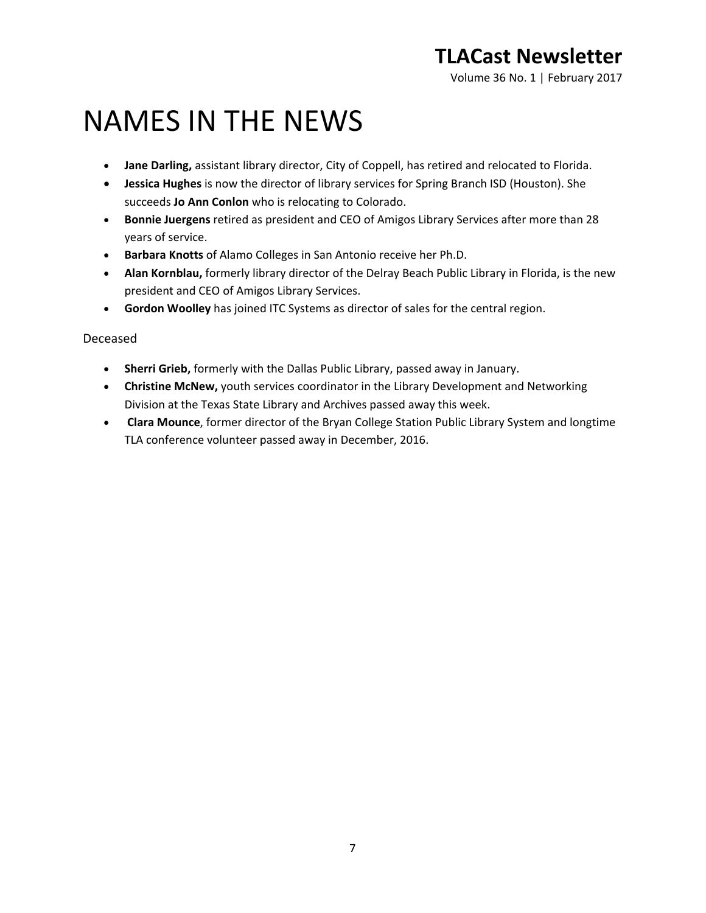# NAMES IN THE NEWS

- **Jane Darling,** assistant library director, City of Coppell, has retired and relocated to Florida.
- **Jessica Hughes** is now the director of library services for Spring Branch ISD (Houston). She succeeds **Jo Ann Conlon** who is relocating to Colorado.
- **Bonnie Juergens** retired as president and CEO of Amigos Library Services after more than 28 years of service.
- **Barbara Knotts** of Alamo Colleges in San Antonio receive her Ph.D.
- **Alan Kornblau,** formerly library director of the Delray Beach Public Library in Florida, is the new president and CEO of Amigos Library Services.
- **Gordon Woolley** has joined ITC Systems as director of sales for the central region.

Deceased

- **Sherri Grieb,** formerly with the Dallas Public Library, passed away in January.
- **Christine McNew,** youth services coordinator in the Library Development and Networking Division at the Texas State Library and Archives passed away this week.
- **Clara Mounce**, former director of the Bryan College Station Public Library System and longtime TLA conference volunteer passed away in December, 2016.